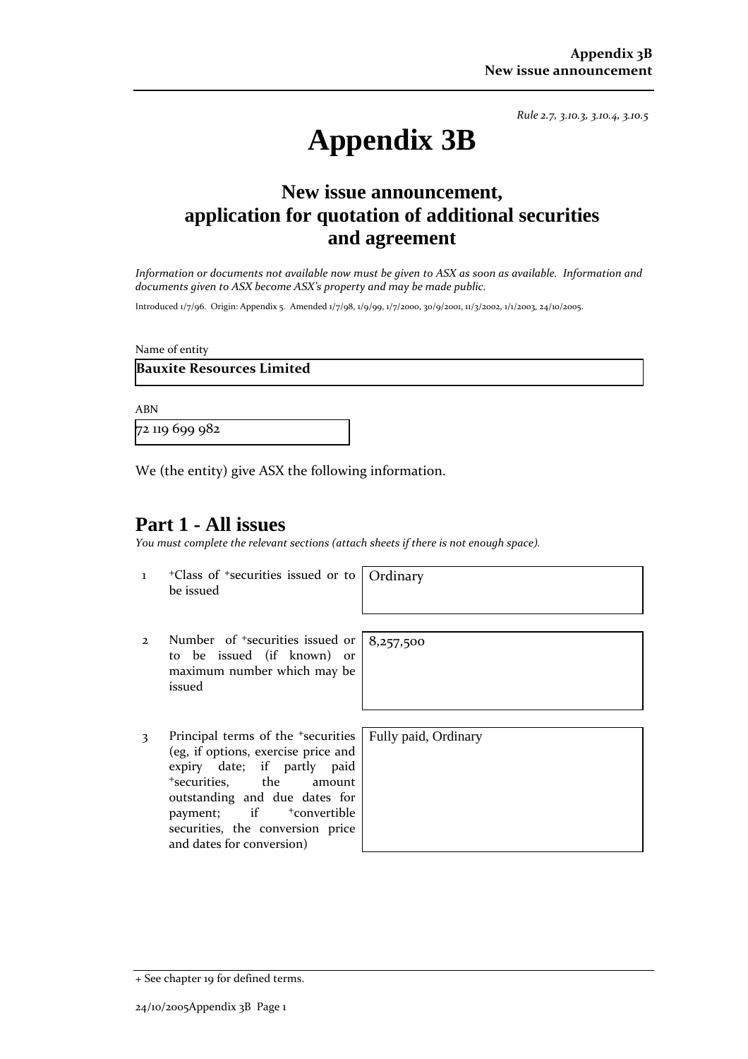*Rule 2.7, 3.10.3, 3.10.4, 3.10.5*

# Appendix 3B

## New issue announcement, application for quotation of additional securities and agreement

*Information or documents not available now must be given to ASX as soon as available. Information and documents given to ASX become ASX's property and may be made public.*

Introduced 1/7/96. Origin: Appendix 5. Amended 1/7/98, 1/9/99, 1/7/2000, 30/9/2001, 11/3/2002, 1/1/2003, 24/10/2005.

Name of entity

**Bauxite Resources Limited**

ABN

72 119 699 982

We (the entity) give ASX the following information.

## Part 1 - All issues

*You must complete the relevant sections (attach sheets if there is not enough space).*

| | | |
|---|---|---|
| 1 | +Class of +securities issued or to be issued | Ordinary |
| 2 | Number of +securities issued or to be issued (if known) or maximum number which may be issued | 8,257,500 |
| 3 | Principal terms of the +securities (eg, if options, exercise price and expiry date; if partly paid +securities, the amount outstanding and due dates for payment; if +convertible securities, the conversion price and dates for conversion) | Fully paid, Ordinary |

+ See chapter 19 for defined terms.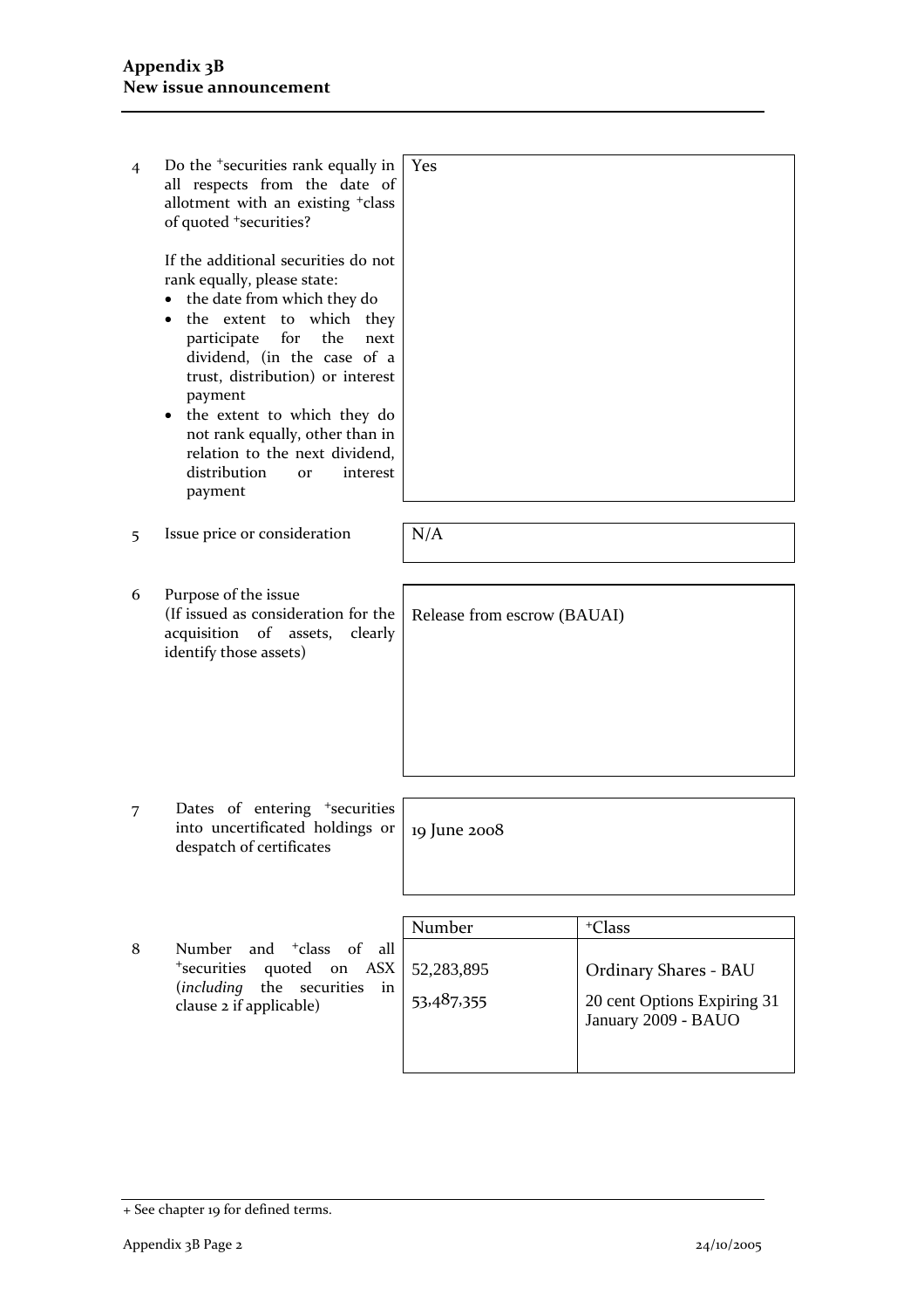| | | | |
|---|---|---|---|
| 4 | Do the +securities rank equally in all respects from the date of allotment with an existing +class of quoted +securities?<br><br>If the additional securities do not rank equally, please state:<br>• the date from which they do<br>• the extent to which they participate for the next dividend, (in the case of a trust, distribution) or interest payment<br>• the extent to which they do not rank equally, other than in relation to the next dividend, distribution or interest payment | Yes | |
| 5 | Issue price or consideration | N/A | |
| 6 | Purpose of the issue<br>(If issued as consideration for the acquisition of assets, clearly identify those assets) | Release from escrow (BAUAI) | |
| 7 | Dates of entering +securities into uncertificated holdings or despatch of certificates | 19 June 2008 | |

| | | Number | +Class |
|---|---|---|---|
| 8 | Number and +class of all +securities quoted on ASX (*including* the securities in clause 2 if applicable) | 52,283,895 | Ordinary Shares - BAU |
| | | 53,487,355 | 20 cent Options Expiring 31 January 2009 - BAUO |

+ See chapter 19 for defined terms.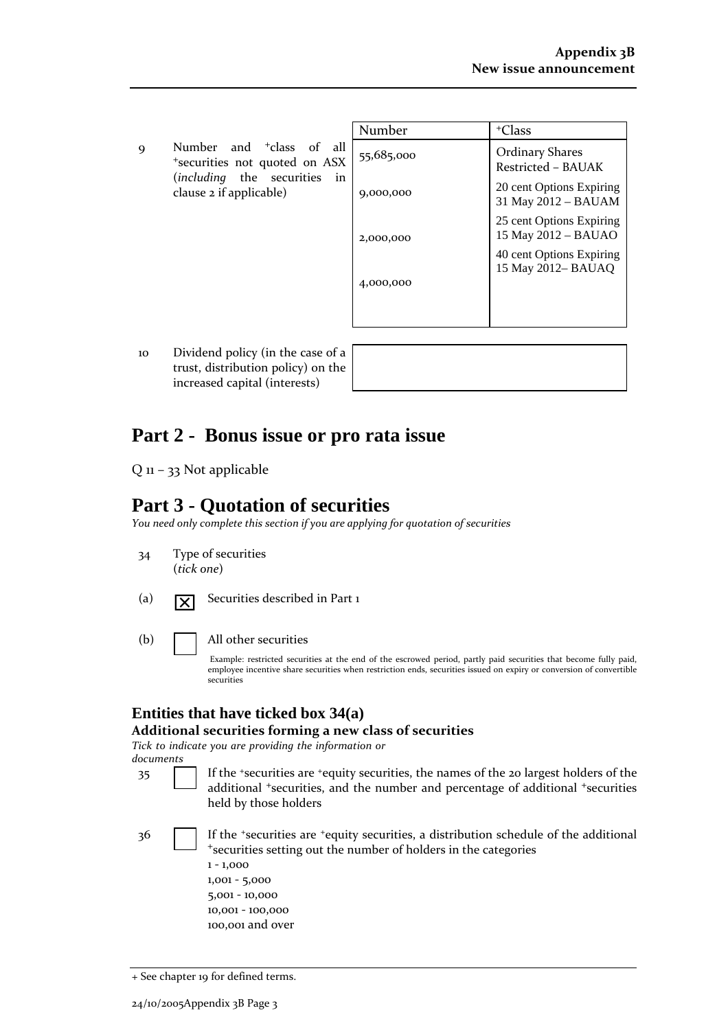| | | Number | +Class |
|---|---|---|---|
| 9 | Number and +class of all +securities not quoted on ASX (*including* the securities in clause 2 if applicable) | 55,685,000 | Ordinary Shares Restricted – BAUAK |
| | | 9,000,000 | 20 cent Options Expiring 31 May 2012 – BAUAM |
| | | 2,000,000 | 25 cent Options Expiring 15 May 2012 – BAUAO |
| | | 4,000,000 | 40 cent Options Expiring 15 May 2012– BAUAQ |

| | | |
|---|---|---|
| 10 | Dividend policy (in the case of a trust, distribution policy) on the increased capital (interests) | |

# Part 2 - Bonus issue or pro rata issue

Q 11 – 33 Not applicable

# Part 3 - Quotation of securities

*You need only complete this section if you are applying for quotation of securities*

34 Type of securities
(*tick one*)

(a) ☒ Securities described in Part 1

(b) ☐ All other securities

Example: restricted securities at the end of the escrowed period, partly paid securities that become fully paid, employee incentive share securities when restriction ends, securities issued on expiry or conversion of convertible securities

## Entities that have ticked box 34(a)

### Additional securities forming a new class of securities

*Tick to indicate you are providing the information or documents*

35 ☐ If the +securities are +equity securities, the names of the 20 largest holders of the additional +securities, and the number and percentage of additional +securities held by those holders

36 ☐ If the +securities are +equity securities, a distribution schedule of the additional +securities setting out the number of holders in the categories
1 - 1,000
1,001 - 5,000
5,001 - 10,000
10,001 - 100,000
100,001 and over

+ See chapter 19 for defined terms.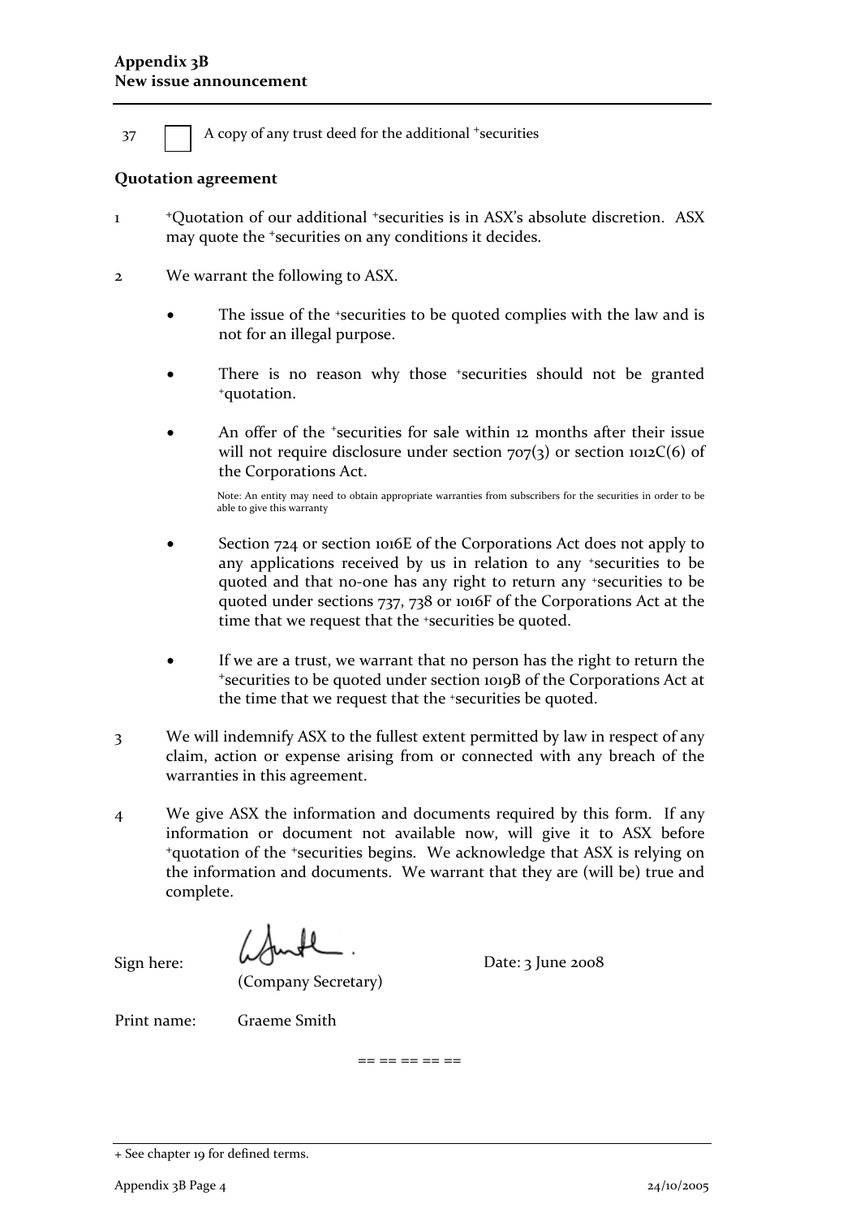37 ☐ A copy of any trust deed for the additional +securities

## Quotation agreement

1. +Quotation of our additional +securities is in ASX's absolute discretion. ASX may quote the +securities on any conditions it decides.

2. We warrant the following to ASX.

   - The issue of the +securities to be quoted complies with the law and is not for an illegal purpose.

   - There is no reason why those +securities should not be granted +quotation.

   - An offer of the +securities for sale within 12 months after their issue will not require disclosure under section 707(3) or section 1012C(6) of the Corporations Act.

     Note: An entity may need to obtain appropriate warranties from subscribers for the securities in order to be able to give this warranty

   - Section 724 or section 1016E of the Corporations Act does not apply to any applications received by us in relation to any +securities to be quoted and that no-one has any right to return any +securities to be quoted under sections 737, 738 or 1016F of the Corporations Act at the time that we request that the +securities be quoted.

   - If we are a trust, we warrant that no person has the right to return the +securities to be quoted under section 1019B of the Corporations Act at the time that we request that the +securities be quoted.

3. We will indemnify ASX to the fullest extent permitted by law in respect of any claim, action or expense arising from or connected with any breach of the warranties in this agreement.

4. We give ASX the information and documents required by this form. If any information or document not available now, will give it to ASX before +quotation of the +securities begins. We acknowledge that ASX is relying on the information and documents. We warrant that they are (will be) true and complete.

Sign here: (Company Secretary) Date: 3 June 2008

Print name: Graeme Smith

== == == == ==

+ See chapter 19 for defined terms.